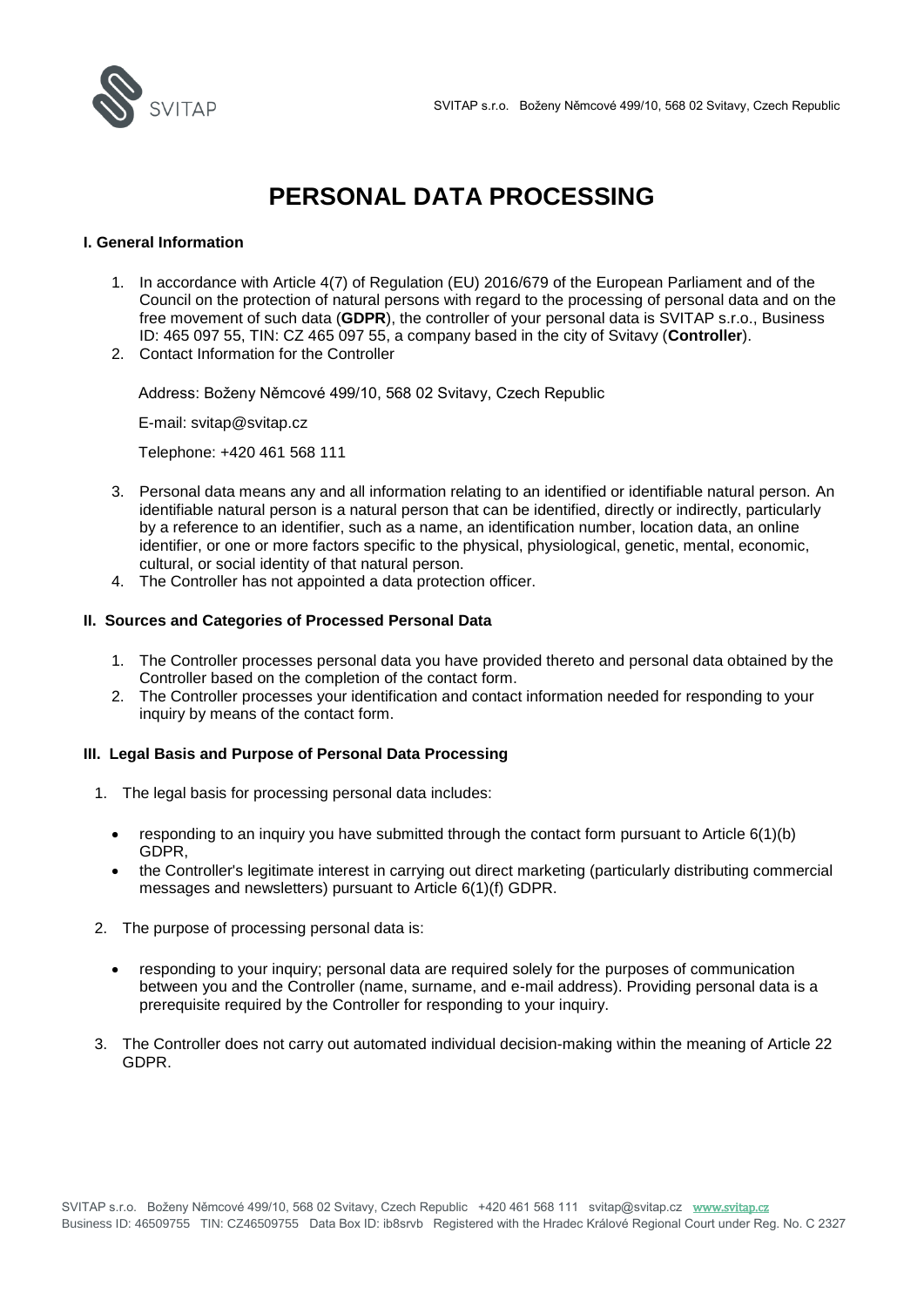# PERSONAL DATA PROCESSING

## I. General Information

1. In accordance with Article 4(7) of Regulation (EU) 2016/679 of the European Parliament and of the Council on the protection of natural persons with regard to the processing of personal data and on the free movement of such data (**GDPR**), the controller of your personal data is SVITAP s.r.o., Business ID: 465 097 55, TIN: CZ 465 097 55, a company based in the city of Svitavy (**Controller**).
2. Contact Information for the Controller

   Address: Boženy Němcové 499/10, 568 02 Svitavy, Czech Republic

   E-mail: svitap@svitap.cz

   Telephone: +420 461 568 111

3. Personal data means any and all information relating to an identified or identifiable natural person. An identifiable natural person is a natural person that can be identified, directly or indirectly, particularly by a reference to an identifier, such as a name, an identification number, location data, an online identifier, or one or more factors specific to the physical, physiological, genetic, mental, economic, cultural, or social identity of that natural person.
4. The Controller has not appointed a data protection officer.

## II. Sources and Categories of Processed Personal Data

1. The Controller processes personal data you have provided thereto and personal data obtained by the Controller based on the completion of the contact form.
2. The Controller processes your identification and contact information needed for responding to your inquiry by means of the contact form.

## III. Legal Basis and Purpose of Personal Data Processing

1. The legal basis for processing personal data includes:
   - responding to an inquiry you have submitted through the contact form pursuant to Article 6(1)(b) GDPR,
   - the Controller's legitimate interest in carrying out direct marketing (particularly distributing commercial messages and newsletters) pursuant to Article 6(1)(f) GDPR.
2. The purpose of processing personal data is:
   - responding to your inquiry; personal data are required solely for the purposes of communication between you and the Controller (name, surname, and e-mail address). Providing personal data is a prerequisite required by the Controller for responding to your inquiry.
3. The Controller does not carry out automated individual decision-making within the meaning of Article 22 GDPR.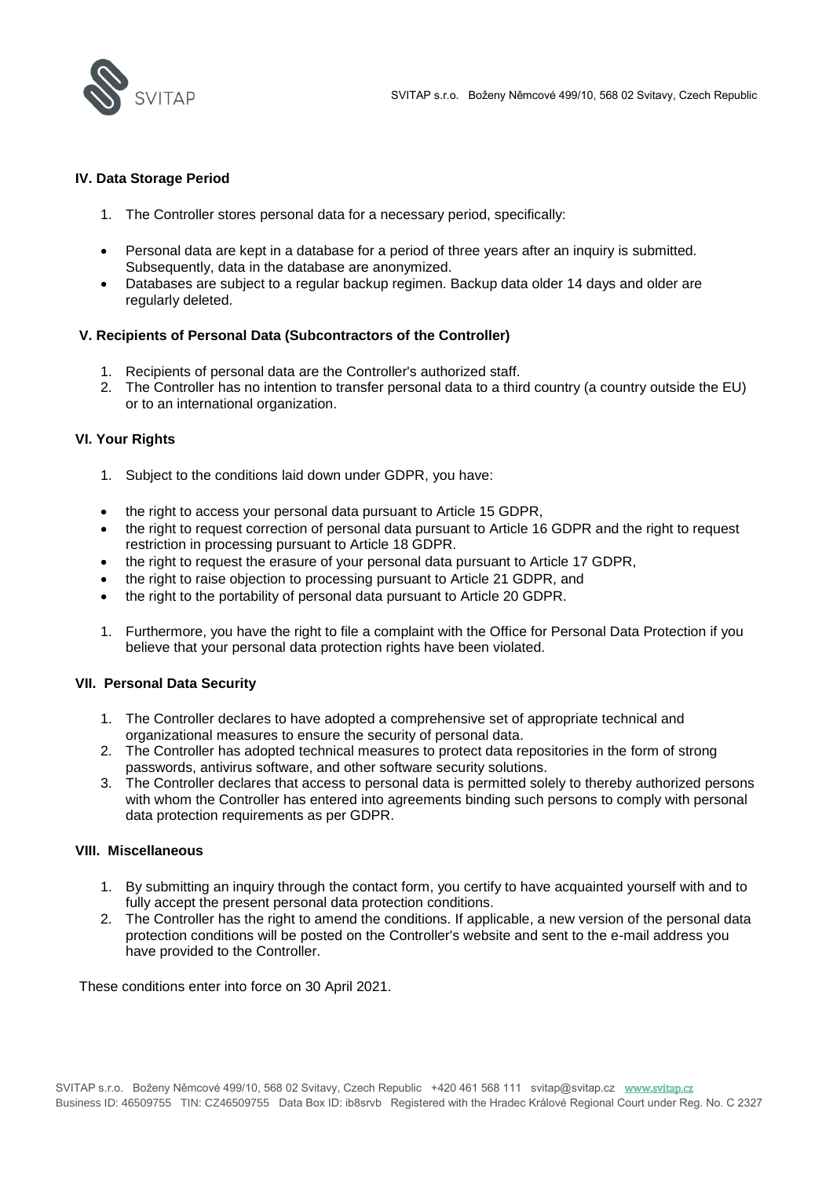## IV. Data Storage Period

1. The Controller stores personal data for a necessary period, specifically:

- Personal data are kept in a database for a period of three years after an inquiry is submitted. Subsequently, data in the database are anonymized.
- Databases are subject to a regular backup regimen. Backup data older 14 days and older are regularly deleted.

## V. Recipients of Personal Data (Subcontractors of the Controller)

1. Recipients of personal data are the Controller's authorized staff.
2. The Controller has no intention to transfer personal data to a third country (a country outside the EU) or to an international organization.

## VI. Your Rights

1. Subject to the conditions laid down under GDPR, you have:

- the right to access your personal data pursuant to Article 15 GDPR,
- the right to request correction of personal data pursuant to Article 16 GDPR and the right to request restriction in processing pursuant to Article 18 GDPR.
- the right to request the erasure of your personal data pursuant to Article 17 GDPR,
- the right to raise objection to processing pursuant to Article 21 GDPR, and
- the right to the portability of personal data pursuant to Article 20 GDPR.

1. Furthermore, you have the right to file a complaint with the Office for Personal Data Protection if you believe that your personal data protection rights have been violated.

## VII. Personal Data Security

1. The Controller declares to have adopted a comprehensive set of appropriate technical and organizational measures to ensure the security of personal data.
2. The Controller has adopted technical measures to protect data repositories in the form of strong passwords, antivirus software, and other software security solutions.
3. The Controller declares that access to personal data is permitted solely to thereby authorized persons with whom the Controller has entered into agreements binding such persons to comply with personal data protection requirements as per GDPR.

## VIII. Miscellaneous

1. By submitting an inquiry through the contact form, you certify to have acquainted yourself with and to fully accept the present personal data protection conditions.
2. The Controller has the right to amend the conditions. If applicable, a new version of the personal data protection conditions will be posted on the Controller's website and sent to the e-mail address you have provided to the Controller.

These conditions enter into force on 30 April 2021.